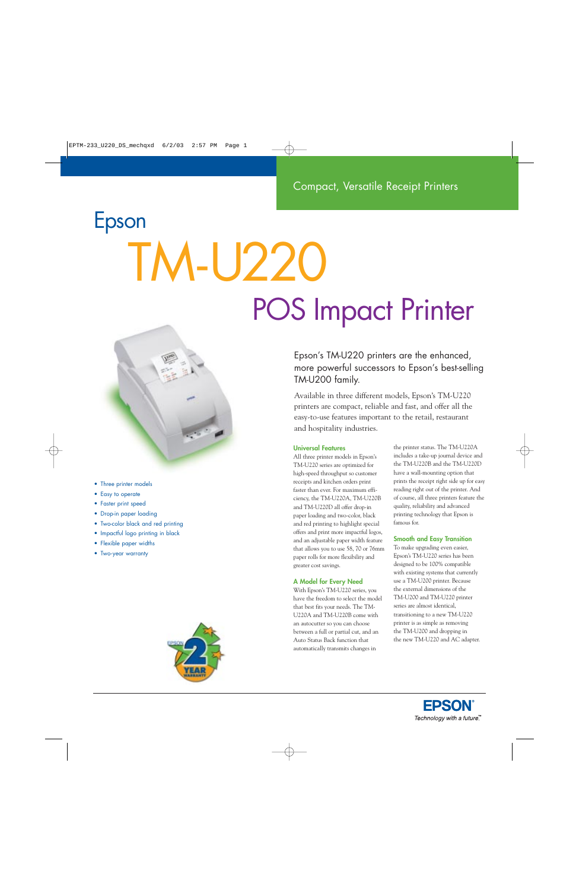Compact, Versatile Receipt Printers

# Epson TM-U220

## POS Impact Printer

- Three printer models
- Easy to operate
- Faster print speed
- Drop-in paper loading
- Two-color black and red printing
- Impactful logo printing in black
- Flexible paper widths
- Two-year warranty

Epson's TM-U220 printers are the enhanced, more powerful successors to Epson's best-selling TM-U200 family.

Available in three different models, Epson's TM-U220 printers are compact, reliable and fast, and offer all the easy-to-use features important to the retail, restaurant and hospitality industries.

### Universal Features

All three printer models in Epson's TM-U220 series are optimized for high-speed throughput so customer receipts and kitchen orders print faster than ever. For maximum efficiency, the TM-U220A, TM-U220B and TM-U220D all offer drop-in paper loading and two-color, black and red printing to highlight special offers and print more impactful logos, and an adjustable paper width feature that allows you to use 58, 70 or 76mm paper rolls for more flexibility and greater cost savings.

### A Model for Every Need

With Epson's TM-U220 series, you have the freedom to select the model that best fits your needs. The TM-U220A and TM-U220B come with an autocutter so you can choose between a full or partial cut, and an Auto Status Back function that automatically transmits changes in the printer status. The TM-U220A includes a take-up journal device and the TM-U220B and the TM-U220D have a wall-mounting option that prints the receipt right side up for easy reading right out of the printer. And of course, all three printers feature the quality, reliability and advanced printing technology that Epson is famous for.

### Smooth and Easy Transition

To make upgrading even easier, Epson's TM-U220 series has been designed to be 100% compatible with existing systems that currently use a TM-U200 printer. Because the external dimensions of the TM-U200 and TM-U220 printer series are almost identical, transitioning to a new TM-U220 printer is as simple as removing the TM-U200 and dropping in the new TM-U220 and AC adapter.

EPSON®
Technology with a future.™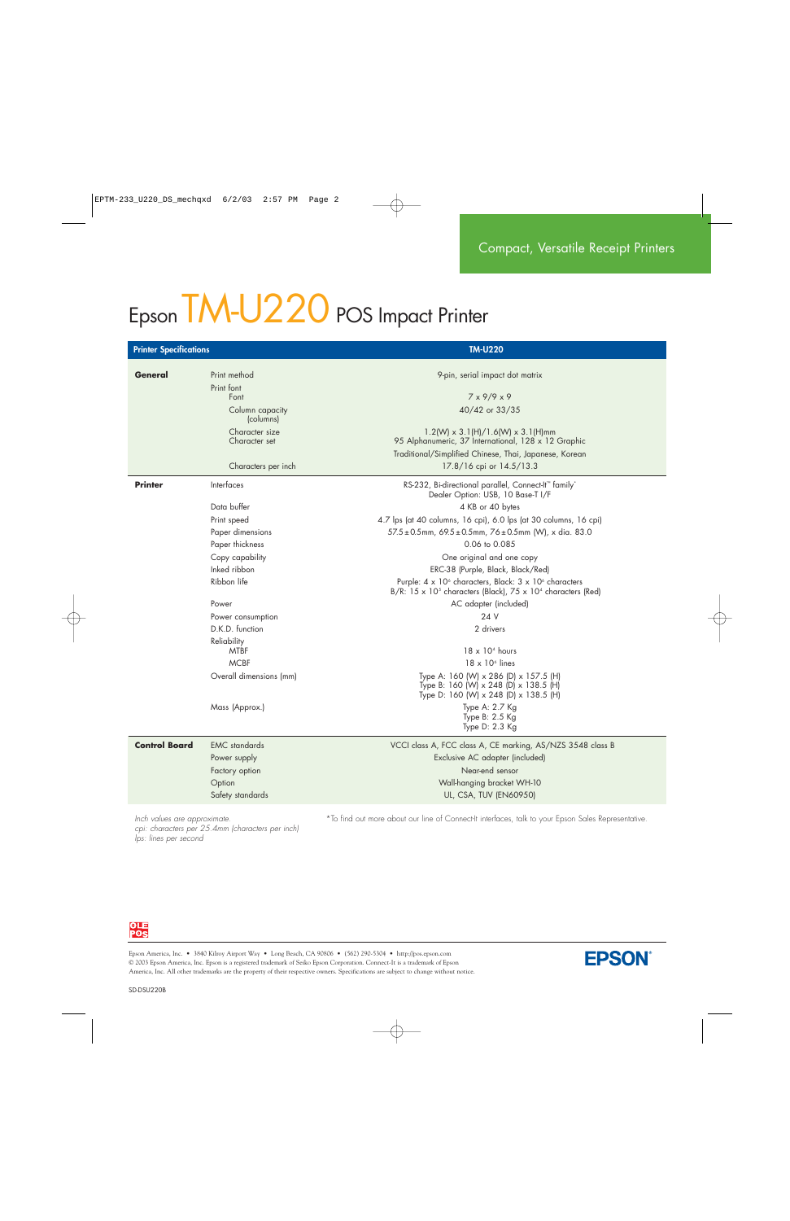Compact, Versatile Receipt Printers

# Epson TM-U220 POS Impact Printer

| Printer Specifications | | TM-U220 |
|---|---|---|
| **General** | Print method | 9-pin, serial impact dot matrix |
| | Print font | |
| | Font | 7 x 9/9 x 9 |
| | Column capacity (columns) | 40/42 or 33/35 |
| | Character size | 1.2(W) x 3.1(H)/1.6(W) x 3.1(H)mm |
| | Character set | 95 Alphanumeric, 37 International, 128 x 12 Graphic |
| | | Traditional/Simplified Chinese, Thai, Japanese, Korean |
| | Characters per inch | 17.8/16 cpi or 14.5/13.3 |
| **Printer** | Interfaces | RS-232, Bi-directional parallel, Connect-It™ family* Dealer Option: USB, 10 Base-T I/F |
| | Data buffer | 4 KB or 40 bytes |
| | Print speed | 4.7 lps (at 40 columns, 16 cpi), 6.0 lps (at 30 columns, 16 cpi) |
| | Paper dimensions | 57.5 ± 0.5mm, 69.5 ± 0.5mm, 76 ± 0.5mm (W), x dia. 83.0 |
| | Paper thickness | 0.06 to 0.085 |
| | Copy capability | One original and one copy |
| | Inked ribbon | ERC-38 (Purple, Black, Black/Red) |
| | Ribbon life | Purple: 4 x $10^6$ characters, Black: 3 x $10^6$ characters B/R: 15 x $10^5$ characters (Black), 75 x $10^4$ characters (Red) |
| | Power | AC adapter (included) |
| | Power consumption | 24 V |
| | D.K.D. function | 2 drivers |
| | Reliability | |
| | MTBF | 18 x $10^4$ hours |
| | MCBF | 18 x $10^6$ lines |
| | Overall dimensions (mm) | Type A: 160 (W) x 286 (D) x 157.5 (H) Type B: 160 (W) x 248 (D) x 138.5 (H) Type D: 160 (W) x 248 (D) x 138.5 (H) |
| | Mass (Approx.) | Type A: 2.7 Kg Type B: 2.5 Kg Type D: 2.3 Kg |
| **Control Board** | EMC standards | VCCI class A, FCC class A, CE marking, AS/NZS 3548 class B |
| | Power supply | Exclusive AC adapter (included) |
| | Factory option | Near-end sensor |
| | Option | Wall-hanging bracket WH-10 |
| | Safety standards | UL, CSA, TUV (EN60950) |

*Inch values are approximate.*
*cpi: characters per 25.4mm (characters per inch)*
*lps: lines per second*

*To find out more about our line of Connect-It interfaces, talk to your Epson Sales Representative.

Epson America, Inc. • 3840 Kilroy Airport Way • Long Beach, CA 90806 • (562) 290-5304 • http://pos.epson.com
© 2003 Epson America, Inc. Epson is a registered trademark of Seiko Epson Corporation. Connect-It is a trademark of Epson America, Inc. All other trademarks are the property of their respective owners. Specifications are subject to change without notice.

EPSON®

SD-DSU220B